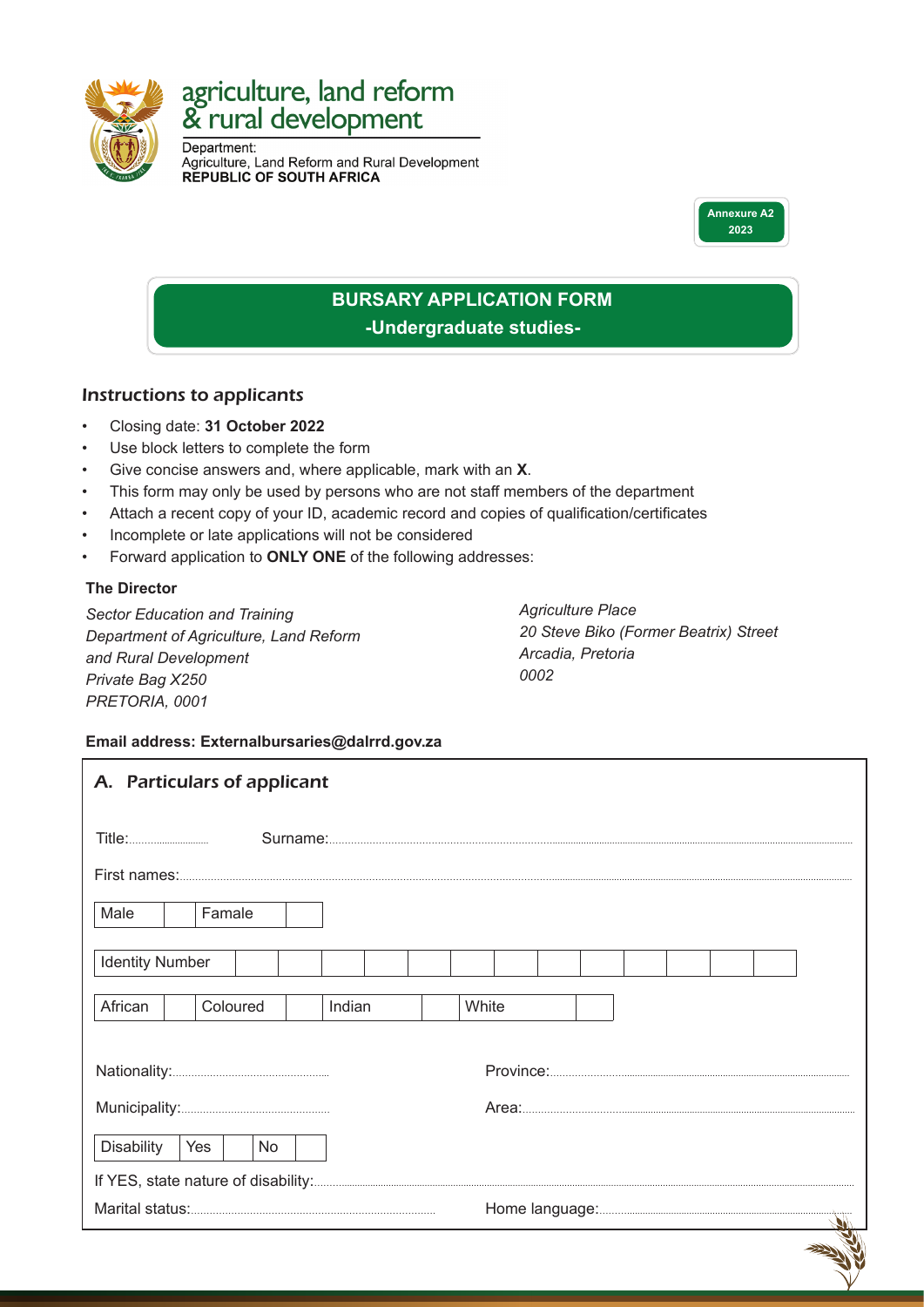agriculture, land reform
& rural development

Department:
Agriculture, Land Reform and Rural Development
**REPUBLIC OF SOUTH AFRICA**

**Annexure A2**
**2023**

# BURSARY APPLICATION FORM
## -Undergraduate studies-

### *Instructions to applicants*

- Closing date: **31 October 2022**
- Use block letters to complete the form
- Give concise answers and, where applicable, mark with an **X**.
- This form may only be used by persons who are not staff members of the department
- Attach a recent copy of your ID, academic record and copies of qualification/certificates
- Incomplete or late applications will not be considered
- Forward application to **ONLY ONE** of the following addresses:

**The Director**

*Sector Education and Training*
*Department of Agriculture, Land Reform*
*and Rural Development*
*Private Bag X250*
*PRETORIA, 0001*

*Agriculture Place*
*20 Steve Biko (Former Beatrix) Street*
*Arcadia, Pretoria*
*0002*

**Email address: Externalbursaries@dalrrd.gov.za**

## A. Particulars of applicant

Title:.................. Surname:..................

First names:..................

| Male | | Famale | |
|---|---|---|---|

| Identity Number | | | | | | | | | | | | | |
|---|---|---|---|---|---|---|---|---|---|---|---|---|---|

| African | | Coloured | | Indian | | White | |
|---|---|---|---|---|---|---|---|

Nationality:.................. Province:..................

Municipality:.................. Area:..................

| Disability | Yes | | No | |
|---|---|---|---|---|

If YES, state nature of disability:..................

Marital status:.................. Home language:..................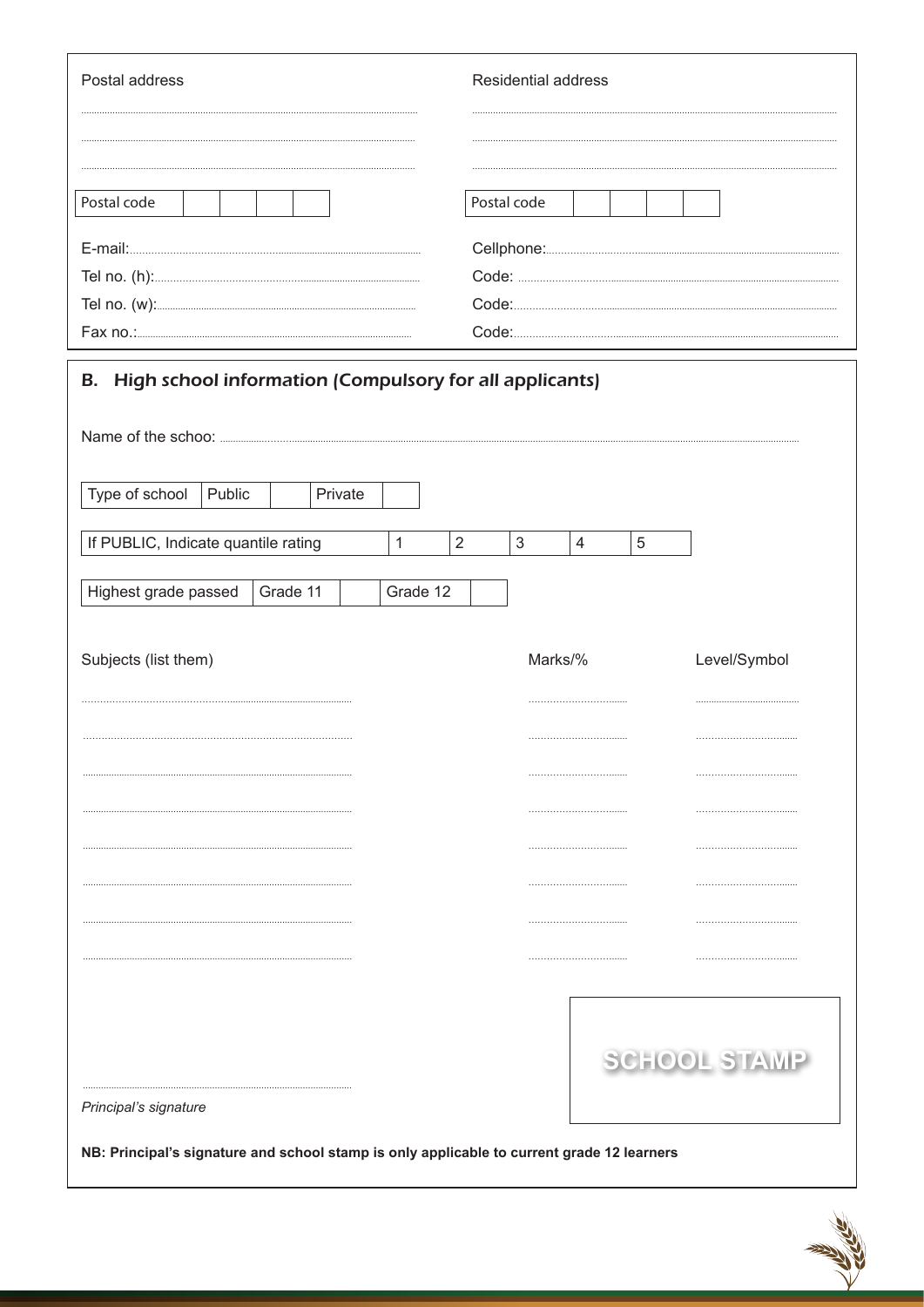| Postal address | Residential address |
| --- | --- |
| ............................................................ | ............................................................ |
| ............................................................ | ............................................................ |
| ............................................................ | ............................................................ |
| Postal code | Postal code |
| E-mail:............................................................ | Cellphone:............................................................ |
| Tel no. (h):............................................................ | Code: ............................................................ |
| Tel no. (w):............................................................ | Code:............................................................ |
| Fax no.:............................................................ | Code:............................................................ |

## B. High school information (Compulsory for all applicants)

Name of the schoo: ............................................................................................................

| Type of school | Public | | Private | |
| --- | --- | --- | --- | --- |

| If PUBLIC, Indicate quantile rating | 1 | 2 | 3 | 4 | 5 |
| --- | --- | --- | --- | --- | --- |

| Highest grade passed | Grade 11 | | Grade 12 | |
| --- | --- | --- | --- | --- |

| Subjects (list them) | Marks/% | Level/Symbol |
| --- | --- | --- |
| ............................................................ | .............................. | .............................. |
| ............................................................ | .............................. | .............................. |
| ............................................................ | .............................. | .............................. |
| ............................................................ | .............................. | .............................. |
| ............................................................ | .............................. | .............................. |
| ............................................................ | .............................. | .............................. |
| ............................................................ | .............................. | .............................. |
| ............................................................ | .............................. | .............................. |

............................................................

*Principal's signature*

SCHOOL STAMP

**NB: Principal's signature and school stamp is only applicable to current grade 12 learners**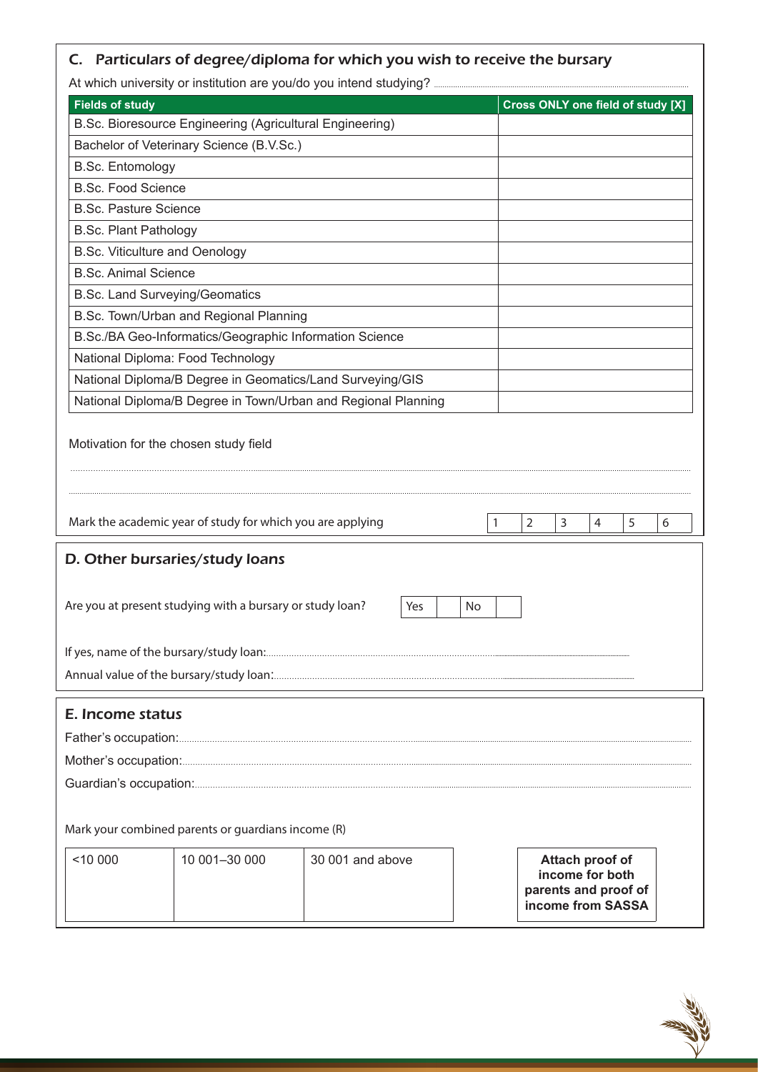## C. Particulars of degree/diploma for which you wish to receive the bursary

At which university or institution are you/do you intend studying? ..........

| Fields of study | Cross ONLY one field of study [X] |
|---|---|
| B.Sc. Bioresource Engineering (Agricultural Engineering) | |
| Bachelor of Veterinary Science (B.V.Sc.) | |
| B.Sc. Entomology | |
| B.Sc. Food Science | |
| B.Sc. Pasture Science | |
| B.Sc. Plant Pathology | |
| B.Sc. Viticulture and Oenology | |
| B.Sc. Animal Science | |
| B.Sc. Land Surveying/Geomatics | |
| B.Sc. Town/Urban and Regional Planning | |
| B.Sc./BA Geo-Informatics/Geographic Information Science | |
| National Diploma: Food Technology | |
| National Diploma/B Degree in Geomatics/Land Surveying/GIS | |
| National Diploma/B Degree in Town/Urban and Regional Planning | |

Motivation for the chosen study field

..........

..........

Mark the academic year of study for which you are applying

| 1 | 2 | 3 | 4 | 5 | 6 |
|---|---|---|---|---|---|

## D. Other bursaries/study loans

Are you at present studying with a bursary or study loan?

| Yes | | No | |
|---|---|---|---|

If yes, name of the bursary/study loan: ..........

Annual value of the bursary/study loan: ..........

## E. Income status

Father's occupation: ..........

Mother's occupation: ..........

Guardian's occupation: ..........

Mark your combined parents or guardians income (R)

| <10 000 | 10 001–30 000 | 30 001 and above |
|---|---|---|
| | | |

**Attach proof of income for both parents and proof of income from SASSA**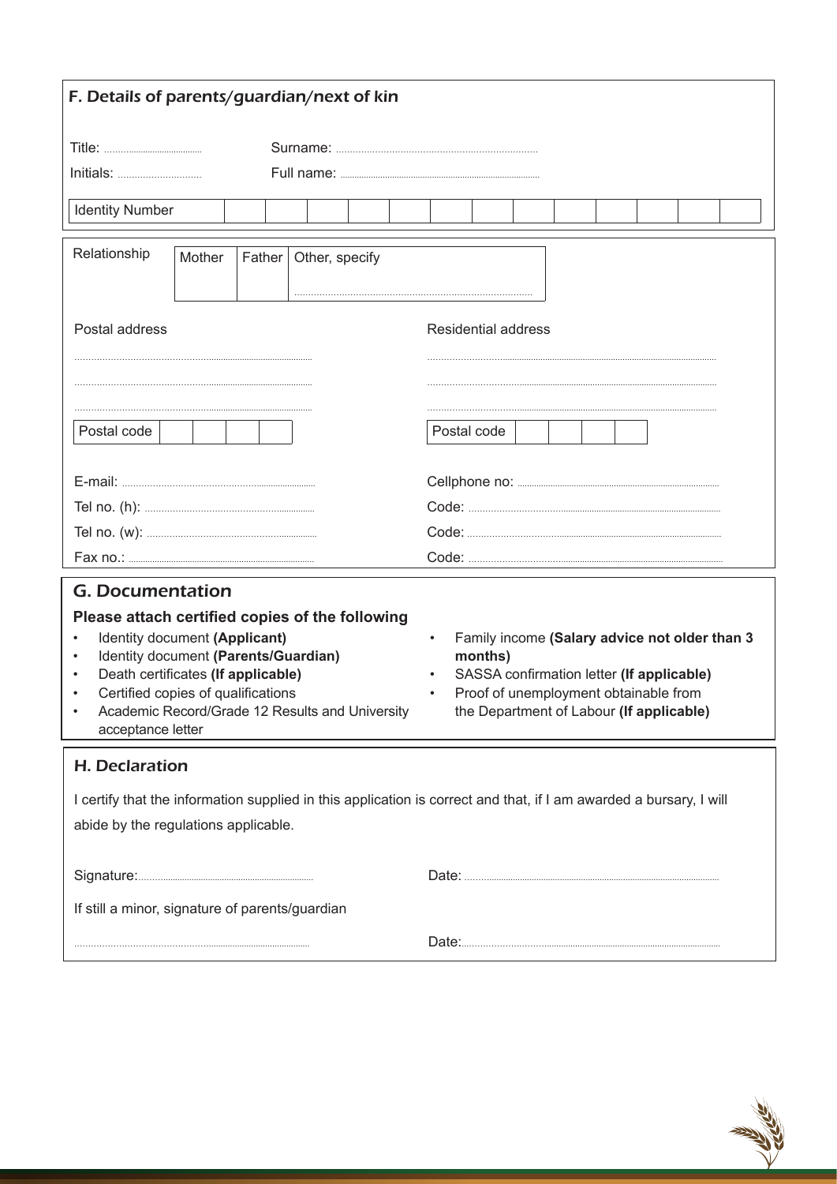## F. Details of parents/guardian/next of kin

Title: ..................................... Surname: .....................................................................

Initials: ............................. Full name: .....................................................................

| Identity Number | | | | | | | | | | | | | |
|---|---|---|---|---|---|---|---|---|---|---|---|---|---|

| Relationship | Mother | Father | Other, specify ................................................................ |
|---|---|---|---|

Postal address

..........................................................................................

..........................................................................................

..........................................................................................

| Postal code | | | | |
|---|---|---|---|---|

Residential address

..........................................................................................

..........................................................................................

..........................................................................................

| Postal code | | | | |
|---|---|---|---|---|

E-mail: .....................................................................

Tel no. (h): ...........................................................

Tel no. (w): ...........................................................

Fax no.: .................................................................

Cellphone no: .......................................................................

Code: .......................................................................................

Code: .......................................................................................

Code: .......................................................................................

## G. Documentation

**Please attach certified copies of the following**

- Identity document **(Applicant)**
- Identity document **(Parents/Guardian)**
- Death certificates **(If applicable)**
- Certified copies of qualifications
- Academic Record/Grade 12 Results and University acceptance letter
- Family income **(Salary advice not older than 3 months)**
- SASSA confirmation letter **(If applicable)**
- Proof of unemployment obtainable from the Department of Labour **(If applicable)**

## H. Declaration

I certify that the information supplied in this application is correct and that, if I am awarded a bursary, I will abide by the regulations applicable.

Signature:..................................................................... Date: .......................................................................................

If still a minor, signature of parents/guardian

........................................................................................ Date:.......................................................................................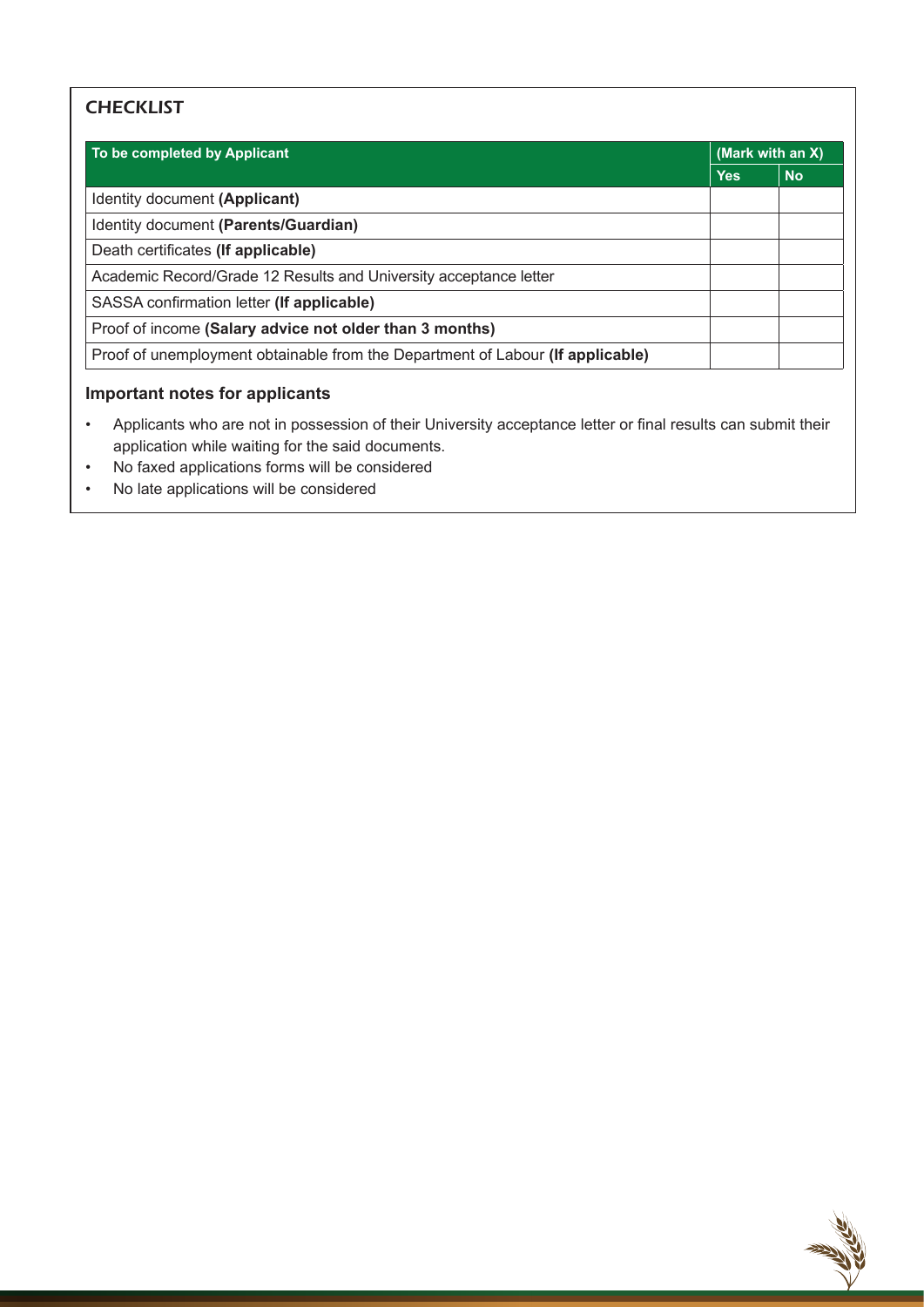## CHECKLIST

| To be completed by Applicant | (Mark with an X) | |
|---|---|---|
| | Yes | No |
| Identity document **(Applicant)** | | |
| Identity document **(Parents/Guardian)** | | |
| Death certificates **(If applicable)** | | |
| Academic Record/Grade 12 Results and University acceptance letter | | |
| SASSA confirmation letter **(If applicable)** | | |
| Proof of income **(Salary advice not older than 3 months)** | | |
| Proof of unemployment obtainable from the Department of Labour **(If applicable)** | | |

### Important notes for applicants

- Applicants who are not in possession of their University acceptance letter or final results can submit their application while waiting for the said documents.
- No faxed applications forms will be considered
- No late applications will be considered